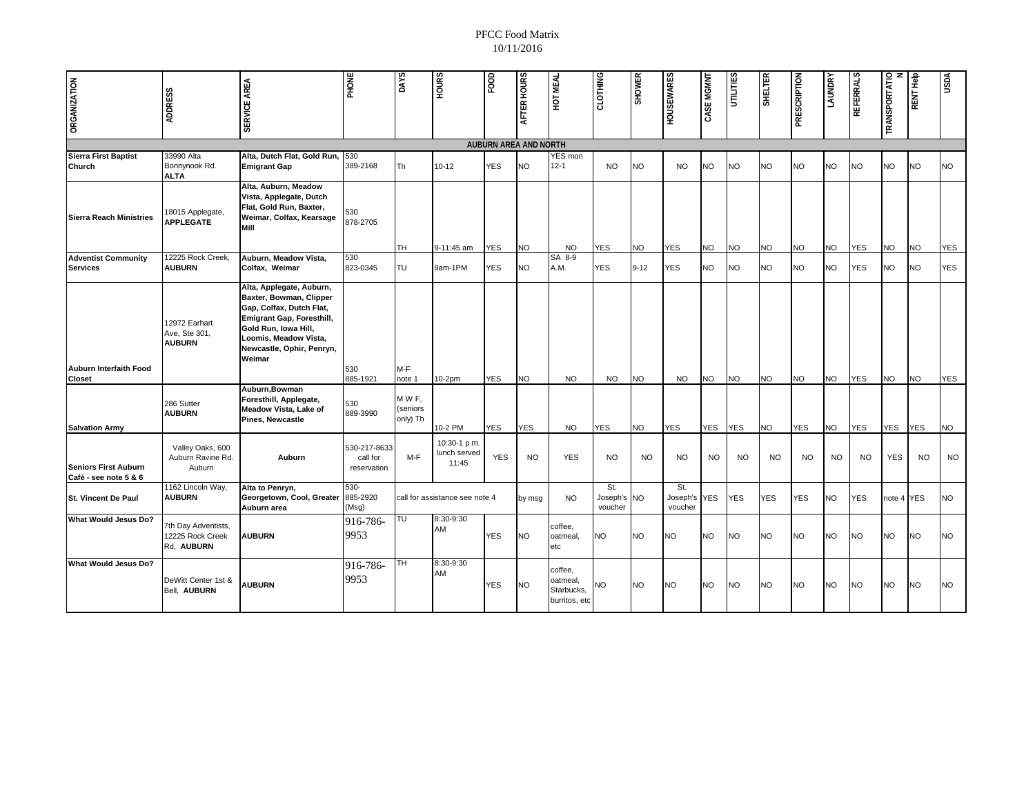PFCC Food Matrix
10/11/2016

| ORGANIZATION | ADDRESS | SERVICE AREA | PHONE | DAYS | HOURS | FOOD | AFTER HOURS | HOT MEAL | CLOTHING | SHOWER | HOUSEWARES | CASE MGMNT | UTILITIES | SHELTER | PRESCRIPTION | LAUNDRY | REFERRALS | TRANSPORTATION | RENT Help | USDA |
|---|---|---|---|---|---|---|---|---|---|---|---|---|---|---|---|---|---|---|---|---|
| | | | | | | **AUBURN AREA AND NORTH** | | | | | | | | | | | | | | |
| **Sierra First Baptist Church** | 33990 Alta Bonnynook Rd. **ALTA** | **Alta, Dutch Flat, Gold Run, Emigrant Gap** | 530 389-2168 | Th | 10-12 | YES | NO | YES mon 12-1 | NO | NO | NO | NO | NO | NO | NO | NO | NO | NO | NO | NO |
| **Sierra Reach Ministries** | 18015 Applegate, **APPLEGATE** | **Alta, Auburn, Meadow Vista, Applegate, Dutch Flat, Gold Run, Baxter, Weimar, Colfax, Kearsage Mill** | 530 878-2705 | TH | 9-11:45 am | YES | NO | NO | YES | NO | YES | NO | NO | NO | NO | NO | YES | NO | NO | YES |
| **Adventist Community Services** | 12225 Rock Creek, **AUBURN** | **Auburn, Meadow Vista, Colfax, Weimar** | 530 823-0345 | TU | 9am-1PM | YES | NO | SA 8-9 A.M. | YES | 9-12 | YES | NO | NO | NO | NO | NO | YES | NO | NO | YES |
| **Auburn Interfaith Food Closet** | 12972 Earhart Ave, Ste 301, **AUBURN** | **Alta, Applegate, Auburn, Baxter, Bowman, Clipper Gap, Colfax, Dutch Flat, Emigrant Gap, Foresthill, Gold Run, Iowa Hill, Loomis, Meadow Vista, Newcastle, Ophir, Penryn, Weimar** | 530 885-1921 | M-F note 1 | 10-2pm | YES | NO | NO | NO | NO | NO | NO | NO | NO | NO | NO | YES | NO | NO | YES |
| **Salvation Army** | 286 Sutter **AUBURN** | **Auburn,Bowman Foresthill, Applegate, Meadow Vista, Lake of Pines, Newcastle** | 530 889-3990 | M W F, (seniors only) Th | 10-2 PM | YES | YES | NO | YES | NO | YES | YES | YES | NO | YES | NO | YES | YES | YES | NO |
| **Seniors First Auburn Café - see note 5 & 6** | Valley Oaks, 600 Auburn Ravine Rd. Auburn | **Auburn** | 530-217-8633 call for reservation | M-F | 10:30-1 p.m. lunch served 11:45 | YES | NO | YES | NO | NO | NO | NO | NO | NO | NO | NO | NO | YES | NO | NO |
| **St. Vincent De Paul** | 1162 Lincoln Way, **AUBURN** | **Alta to Penryn, Georgetown, Cool, Greater Auburn area** | 530-885-2920 (Msg) | call for assistance see note 4 | | by msg | NO | | St. Joseph's voucher | NO | St. Joseph's voucher | YES | YES | YES | YES | NO | YES | note 4 | YES | NO |
| **What Would Jesus Do?** | 7th Day Adventists, 12225 Rock Creek Rd, **AUBURN** | **AUBURN** | 916-786-9953 | TU | 8:30-9:30 AM | YES | NO | coffee, oatmeal, etc | NO | NO | NO | NO | NO | NO | NO | NO | NO | NO | NO | NO |
| **What Would Jesus Do?** | DeWitt Center 1st & Bell, **AUBURN** | **AUBURN** | 916-786-9953 | TH | 8:30-9:30 AM | YES | NO | coffee, oatmeal, Starbucks, burritos, etc | NO | NO | NO | NO | NO | NO | NO | NO | NO | NO | NO | NO |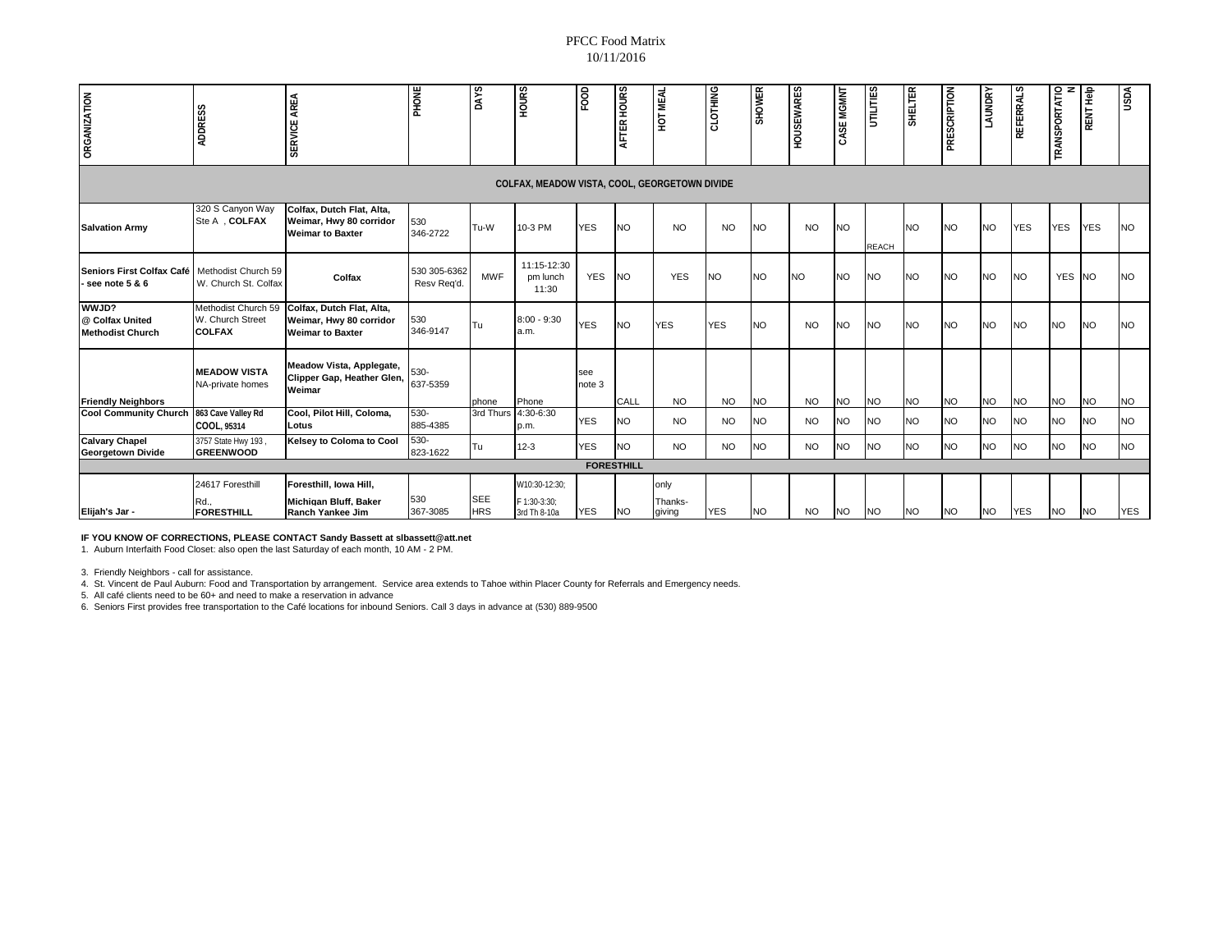PFCC Food Matrix
10/11/2016

| ORGANIZATION | ADDRESS | SERVICE AREA | PHONE | DAYS | HOURS | FOOD | AFTER HOURS | HOT MEAL | CLOTHING | SHOWER | HOUSEWARES | CASE MGMNT | UTILITIES | SHELTER | PRESCRIPTION | LAUNDRY | REFERRALS | TRANSPORTATION | RENT Help | USDA |
|---|---|---|---|---|---|---|---|---|---|---|---|---|---|---|---|---|---|---|---|---|
| **COLFAX, MEADOW VISTA, COOL, GEORGETOWN DIVIDE** | | | | | | | | | | | | | | | | | | | | |
| **Salvation Army** | 320 S Canyon Way Ste A , **COLFAX** | **Colfax, Dutch Flat, Alta, Weimar, Hwy 80 corridor Weimar to Baxter** | 530 346-2722 | Tu-W | 10-3 PM | YES | NO | NO | NO | NO | NO | NO | REACH | NO | NO | NO | YES | YES | YES | NO |
| **Seniors First Colfax Café - see note 5 & 6** | Methodist Church 59 W. Church St. Colfax | **Colfax** | 530 305-6362 Resv Req'd. | MWF | 11:15-12:30 pm lunch 11:30 | YES | NO | YES | NO | NO | NO | NO | NO | NO | NO | NO | NO | YES | NO | NO |
| **WWJD? @ Colfax United Methodist Church** | Methodist Church 59 W. Church Street **COLFAX** | **Colfax, Dutch Flat, Alta, Weimar, Hwy 80 corridor Weimar to Baxter** | 530 346-9147 | Tu | 8:00 - 9:30 a.m. | YES | NO | YES | YES | NO | NO | NO | NO | NO | NO | NO | NO | NO | NO | NO |
| **Friendly Neighbors** | **MEADOW VISTA** NA-private homes | **Meadow Vista, Applegate, Clipper Gap, Heather Glen, Weimar** | 530-637-5359 | phone | Phone | see note 3 | CALL | NO | NO | NO | NO | NO | NO | NO | NO | NO | NO | NO | NO | NO |
| **Cool Community Church** | **863 Cave Valley Rd COOL, 95314** | **Cool, Pilot Hill, Coloma, Lotus** | 530-885-4385 | 3rd Thurs | 4:30-6:30 p.m. | YES | NO | NO | NO | NO | NO | NO | NO | NO | NO | NO | NO | NO | NO | NO |
| **Calvary Chapel Georgetown Divide** | 3757 State Hwy 193 , **GREENWOOD** | **Kelsey to Coloma to Cool** | 530-823-1622 | Tu | 12-3 | YES | NO | NO | NO | NO | NO | NO | NO | NO | NO | NO | NO | NO | NO | NO |
| **FORESTHILL** | | | | | | | | | | | | | | | | | | | | |
| **Elijah's Jar -** | 24617 Foresthill Rd., **FORESTHILL** | **Foresthill, Iowa Hill, Michigan Bluff, Baker Ranch Yankee Jim** | 530 367-3085 | SEE HRS | W10:30-12:30; F 1:30-3:30; 3rd Th 8-10a | YES | NO | only Thanks-giving | YES | NO | NO | NO | NO | NO | NO | NO | YES | NO | NO | YES |

**IF YOU KNOW OF CORRECTIONS, PLEASE CONTACT Sandy Bassett at slbassett@att.net**

1. Auburn Interfaith Food Closet: also open the last Saturday of each month, 10 AM - 2 PM.

3. Friendly Neighbors - call for assistance.
4. St. Vincent de Paul Auburn: Food and Transportation by arrangement. Service area extends to Tahoe within Placer County for Referrals and Emergency needs.
5. All café clients need to be 60+ and need to make a reservation in advance
6. Seniors First provides free transportation to the Café locations for inbound Seniors. Call 3 days in advance at (530) 889-9500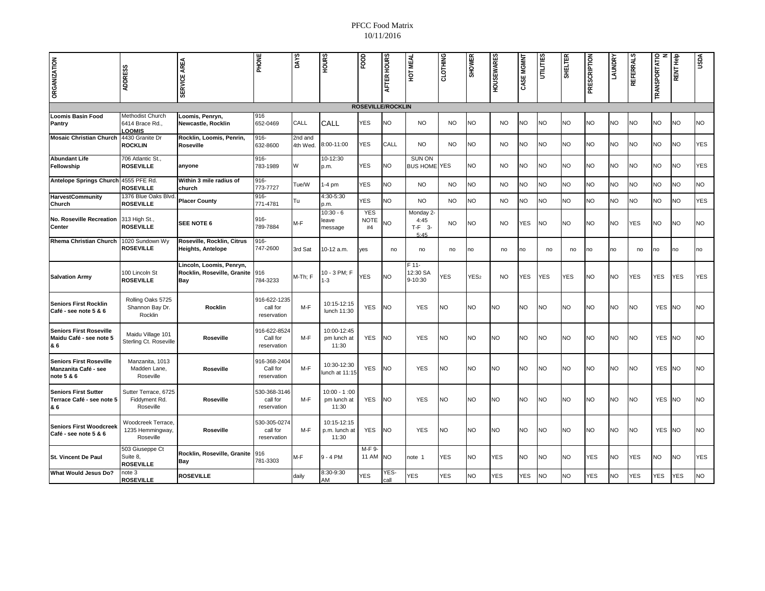PFCC Food Matrix
10/11/2016

| ORGANIZATION | ADDRESS | SERVICE AREA | PHONE | DAYS | HOURS | FOOD | AFTER HOURS | HOT MEAL | CLOTHING | SHOWER | HOUSEWARES | CASE MGMNT | UTILITIES | SHELTER | PRESCRIPTION | LAUNDRY | REFERRALS | TRANSPORTATION | RENT Help | USDA |
|---|---|---|---|---|---|---|---|---|---|---|---|---|---|---|---|---|---|---|---|---|
| **ROSEVILLE/ROCKLIN** | | | | | | | | | | | | | | | | | | | | |
| **Loomis Basin Food Pantry** | Methodist Church 6414 Brace Rd., **LOOMIS** | **Loomis, Penryn, Newcastle, Rocklin** | 916 652-0469 | CALL | CALL | YES | NO | NO | NO | NO | NO | NO | NO | NO | NO | NO | NO | NO | NO | NO |
| **Mosaic Christian Church** | 4430 Granite Dr **ROCKLIN** | **Rocklin, Loomis, Penrin, Roseville** | 916-632-8600 | 2nd and 4th Wed. | 8:00-11:00 | YES | CALL | NO | NO | NO | NO | NO | NO | NO | NO | NO | NO | NO | NO | YES |
| **Abundant Life Fellowship** | 706 Atlantic St., **ROSEVILLE** | **anyone** | 916-783-1989 | W | 10-12:30 p.m. | YES | NO | SUN ON BUS HOME | YES | NO | NO | NO | NO | NO | NO | NO | NO | NO | NO | YES |
| **Antelope Springs Church** | 4555 PFE Rd. **ROSEVILLE** | **Within 3 mile radius of church** | 916-773-7727 | Tue/W | 1-4 pm | YES | NO | NO | NO | NO | NO | NO | NO | NO | NO | NO | NO | NO | NO | NO |
| **HarvestCommunity Church** | 1376 Blue Oaks Blvd. **ROSEVILLE** | **Placer County** | 916-771-4781 | Tu | 4:30-5:30 p.m. | YES | NO | NO | NO | NO | NO | NO | NO | NO | NO | NO | NO | NO | NO | YES |
| **No. Roseville Recreation Center** | 313 High St., **ROSEVILLE** | **SEE NOTE 6** | 916-789-7884 | M-F | 10:30 - 6 leave message | YES NOTE #4 | NO | Monday 2-4:45 T-F 3-5:45 | NO | NO | NO | YES | NO | NO | NO | NO | YES | NO | NO | NO |
| **Rhema Christian Church** | 1020 Sundown Wy **ROSEVILLE** | **Roseville, Rocklin, Citrus Heights, Antelope** | 916-747-2600 | 3rd Sat | 10-12 a.m. | yes | no | no | no | no | no | no | no | no | no | no | no | no | no | no |
| **Salvation Army** | 100 Lincoln St **ROSEVILLE** | **Lincoln, Loomis, Penryn, Rocklin, Roseville, Granite Bay** | 916 784-3233 | M-Th; F | 10 - 3 PM; F 1-3 | YES | NO | F 11-12:30 SA 9-10:30 | YES | YES2 | NO | YES | YES | YES | NO | NO | YES | YES | YES | YES |
| **Seniors First Rocklin Café - see note 5 & 6** | Rolling Oaks 5725 Shannon Bay Dr. Rocklin | **Rocklin** | 916-622-1235 call for reservation | M-F | 10:15-12:15 lunch 11:30 | YES | NO | YES | NO | NO | NO | NO | NO | NO | NO | NO | NO | YES | NO | NO |
| **Seniors First Roseville Maidu Café - see note 5 & 6** | Maidu Village 101 Sterling Ct. Roseville | **Roseville** | 916-622-8524 Call for reservation | M-F | 10:00-12:45 pm lunch at 11:30 | YES | NO | YES | NO | NO | NO | NO | NO | NO | NO | NO | NO | YES | NO | NO |
| **Seniors First Roseville Manzanita Café - see note 5 & 6** | Manzanita, 1013 Madden Lane, Roseville | **Roseville** | 916-368-2404 Call for reservation | M-F | 10:30-12:30 lunch at 11:15 | YES | NO | YES | NO | NO | NO | NO | NO | NO | NO | NO | NO | YES | NO | NO |
| **Seniors First Sutter Terrace Café - see note 5 & 6** | Sutter Terrace, 6725 Fiddyment Rd. Roseville | **Roseville** | 530-368-3146 call for reservation | M-F | 10:00 - 1 :00 pm lunch at 11:30 | YES | NO | YES | NO | NO | NO | NO | NO | NO | NO | NO | NO | YES | NO | NO |
| **Seniors First Woodcreek Café - see note 5 & 6** | Woodcreek Terrace, 1235 Hemmingway, Roseville | **Roseville** | 530-305-0274 call for reservation | M-F | 10:15-12:15 p.m. lunch at 11:30 | YES | NO | YES | NO | NO | NO | NO | NO | NO | NO | NO | NO | YES | NO | NO |
| **St. Vincent De Paul** | 503 Giuseppe Ct Suite 8, **ROSEVILLE** | **Rocklin, Roseville, Granite Bay** | 916 781-3303 | M-F | 9 - 4 PM | M-F 9-11 AM | NO | note 1 | YES | NO | YES | NO | NO | NO | YES | NO | YES | NO | NO | YES |
| **What Would Jesus Do?** | note 3 **ROSEVILLE** | **ROSEVILLE** | | daily | 8:30-9:30 AM | YES | YES-call | YES | YES | NO | YES | YES | NO | NO | YES | NO | YES | YES | YES | NO |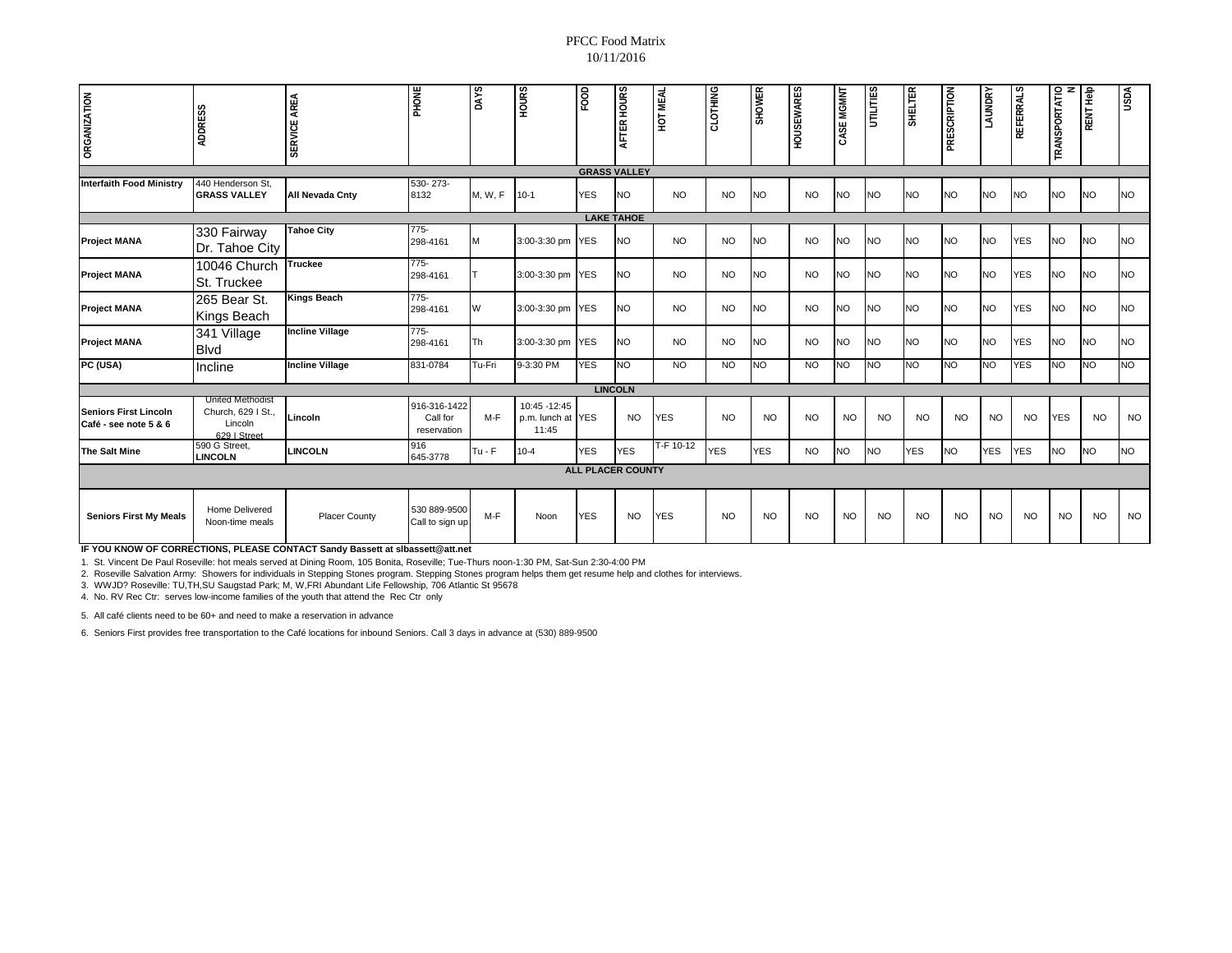PFCC Food Matrix
10/11/2016

| ORGANIZATION | ADDRESS | SERVICE AREA | PHONE | DAYS | HOURS | FOOD | AFTER HOURS | HOT MEAL | CLOTHING | SHOWER | HOUSEWARES | CASE MGMNT | UTILITIES | SHELTER | PRESCRIPTION | LAUNDRY | REFERRALS | TRANSPORTATION | RENT Help | USDA |
|---|---|---|---|---|---|---|---|---|---|---|---|---|---|---|---|---|---|---|---|---|
| **GRASS VALLEY** | | | | | | | | | | | | | | | | | | | | |
| **Interfaith Food Ministry** | 440 Henderson St, **GRASS VALLEY** | **All Nevada Cnty** | 530- 273-8132 | M, W, F | 10-1 | YES | NO | NO | NO | NO | NO | NO | NO | NO | NO | NO | NO | NO | NO | NO |
| **LAKE TAHOE** | | | | | | | | | | | | | | | | | | | | |
| **Project MANA** | 330 Fairway Dr. Tahoe City | **Tahoe City** | 775-298-4161 | M | 3:00-3:30 pm | YES | NO | NO | NO | NO | NO | NO | NO | NO | NO | NO | YES | NO | NO | NO |
| **Project MANA** | 10046 Church St. Truckee | **Truckee** | 775-298-4161 | T | 3:00-3:30 pm | YES | NO | NO | NO | NO | NO | NO | NO | NO | NO | NO | YES | NO | NO | NO |
| **Project MANA** | 265 Bear St. Kings Beach | **Kings Beach** | 775-298-4161 | W | 3:00-3:30 pm | YES | NO | NO | NO | NO | NO | NO | NO | NO | NO | NO | YES | NO | NO | NO |
| **Project MANA** | 341 Village Blvd | **Incline Village** | 775-298-4161 | Th | 3:00-3:30 pm | YES | NO | NO | NO | NO | NO | NO | NO | NO | NO | NO | YES | NO | NO | NO |
| **PC (USA)** | Incline | **Incline Village** | 831-0784 | Tu-Fri | 9-3:30 PM | YES | NO | NO | NO | NO | NO | NO | NO | NO | NO | NO | YES | NO | NO | NO |
| **LINCOLN** | | | | | | | | | | | | | | | | | | | | |
| **Seniors First Lincoln Café - see note 5 & 6** | United Methodist Church, 629 I St., Lincoln 629 I Street | **Lincoln** | 916-316-1422 Call for reservation | M-F | 10:45 -12:45 p.m. lunch at 11:45 | YES | NO | YES | NO | NO | NO | NO | NO | NO | NO | NO | NO | YES | NO | NO |
| **The Salt Mine** | 590 G Street, **LINCOLN** | **LINCOLN** | 916 645-3778 | Tu - F | 10-4 | YES | YES | T-F 10-12 | YES | YES | NO | NO | NO | YES | NO | YES | YES | NO | NO | NO |
| **ALL PLACER COUNTY** | | | | | | | | | | | | | | | | | | | | |
| **Seniors First My Meals** | Home Delivered Noon-time meals | Placer County | 530 889-9500 Call to sign up | M-F | Noon | YES | NO | YES | NO | NO | NO | NO | NO | NO | NO | NO | NO | NO | NO | NO |

**IF YOU KNOW OF CORRECTIONS, PLEASE CONTACT Sandy Bassett at slbassett@att.net**

1. St. Vincent De Paul Roseville: hot meals served at Dining Room, 105 Bonita, Roseville; Tue-Thurs noon-1:30 PM, Sat-Sun 2:30-4:00 PM
2. Roseville Salvation Army: Showers for individuals in Stepping Stones program. Stepping Stones program helps them get resume help and clothes for interviews.
3. WWJD? Roseville: TU,TH,SU Saugstad Park; M, W,FRI Abundant Life Fellowship, 706 Atlantic St 95678
4. No. RV Rec Ctr: serves low-income families of the youth that attend the Rec Ctr only

5. All café clients need to be 60+ and need to make a reservation in advance

6. Seniors First provides free transportation to the Café locations for inbound Seniors. Call 3 days in advance at (530) 889-9500